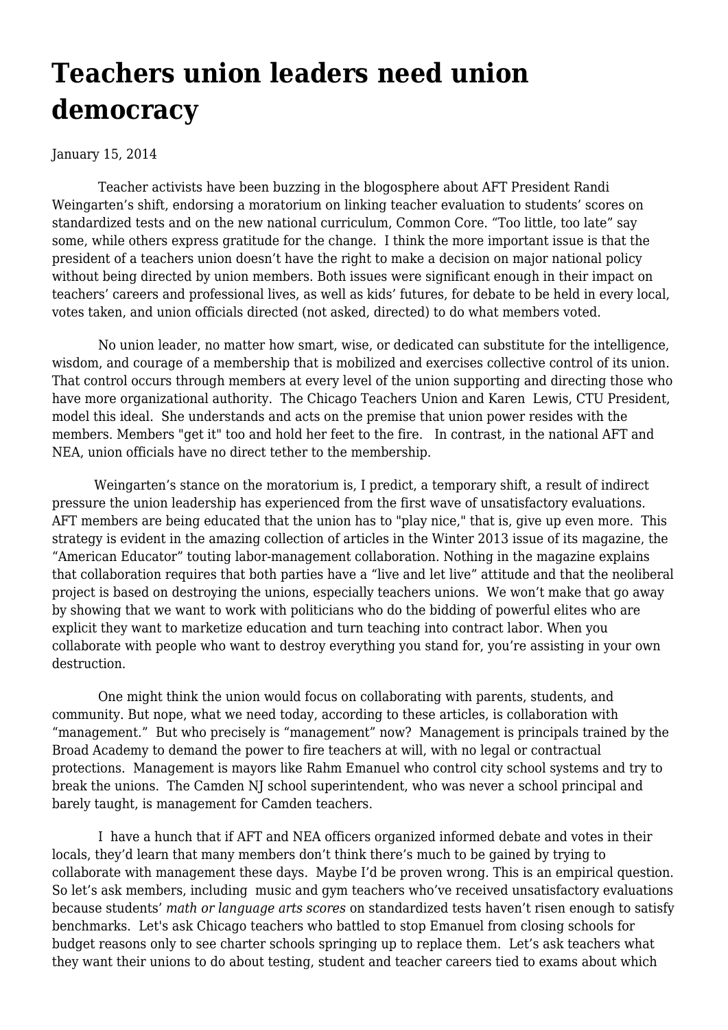# Teachers union leaders need union democracy

January 15, 2014

Teacher activists have been buzzing in the blogosphere about AFT President Randi Weingarten's shift, endorsing a moratorium on linking teacher evaluation to students' scores on standardized tests and on the new national curriculum, Common Core. "Too little, too late" say some, while others express gratitude for the change. I think the more important issue is that the president of a teachers union doesn't have the right to make a decision on major national policy without being directed by union members. Both issues were significant enough in their impact on teachers' careers and professional lives, as well as kids' futures, for debate to be held in every local, votes taken, and union officials directed (not asked, directed) to do what members voted.

No union leader, no matter how smart, wise, or dedicated can substitute for the intelligence, wisdom, and courage of a membership that is mobilized and exercises collective control of its union. That control occurs through members at every level of the union supporting and directing those who have more organizational authority. The Chicago Teachers Union and Karen Lewis, CTU President, model this ideal. She understands and acts on the premise that union power resides with the members. Members "get it" too and hold her feet to the fire. In contrast, in the national AFT and NEA, union officials have no direct tether to the membership.

Weingarten's stance on the moratorium is, I predict, a temporary shift, a result of indirect pressure the union leadership has experienced from the first wave of unsatisfactory evaluations. AFT members are being educated that the union has to "play nice," that is, give up even more. This strategy is evident in the amazing collection of articles in the Winter 2013 issue of its magazine, the "American Educator" touting labor-management collaboration. Nothing in the magazine explains that collaboration requires that both parties have a "live and let live" attitude and that the neoliberal project is based on destroying the unions, especially teachers unions. We won't make that go away by showing that we want to work with politicians who do the bidding of powerful elites who are explicit they want to marketize education and turn teaching into contract labor. When you collaborate with people who want to destroy everything you stand for, you're assisting in your own destruction.

One might think the union would focus on collaborating with parents, students, and community. But nope, what we need today, according to these articles, is collaboration with "management." But who precisely is "management" now? Management is principals trained by the Broad Academy to demand the power to fire teachers at will, with no legal or contractual protections. Management is mayors like Rahm Emanuel who control city school systems and try to break the unions. The Camden NJ school superintendent, who was never a school principal and barely taught, is management for Camden teachers.

I have a hunch that if AFT and NEA officers organized informed debate and votes in their locals, they'd learn that many members don't think there's much to be gained by trying to collaborate with management these days. Maybe I'd be proven wrong. This is an empirical question. So let's ask members, including music and gym teachers who've received unsatisfactory evaluations because students' *math or language arts scores* on standardized tests haven't risen enough to satisfy benchmarks. Let's ask Chicago teachers who battled to stop Emanuel from closing schools for budget reasons only to see charter schools springing up to replace them. Let's ask teachers what they want their unions to do about testing, student and teacher careers tied to exams about which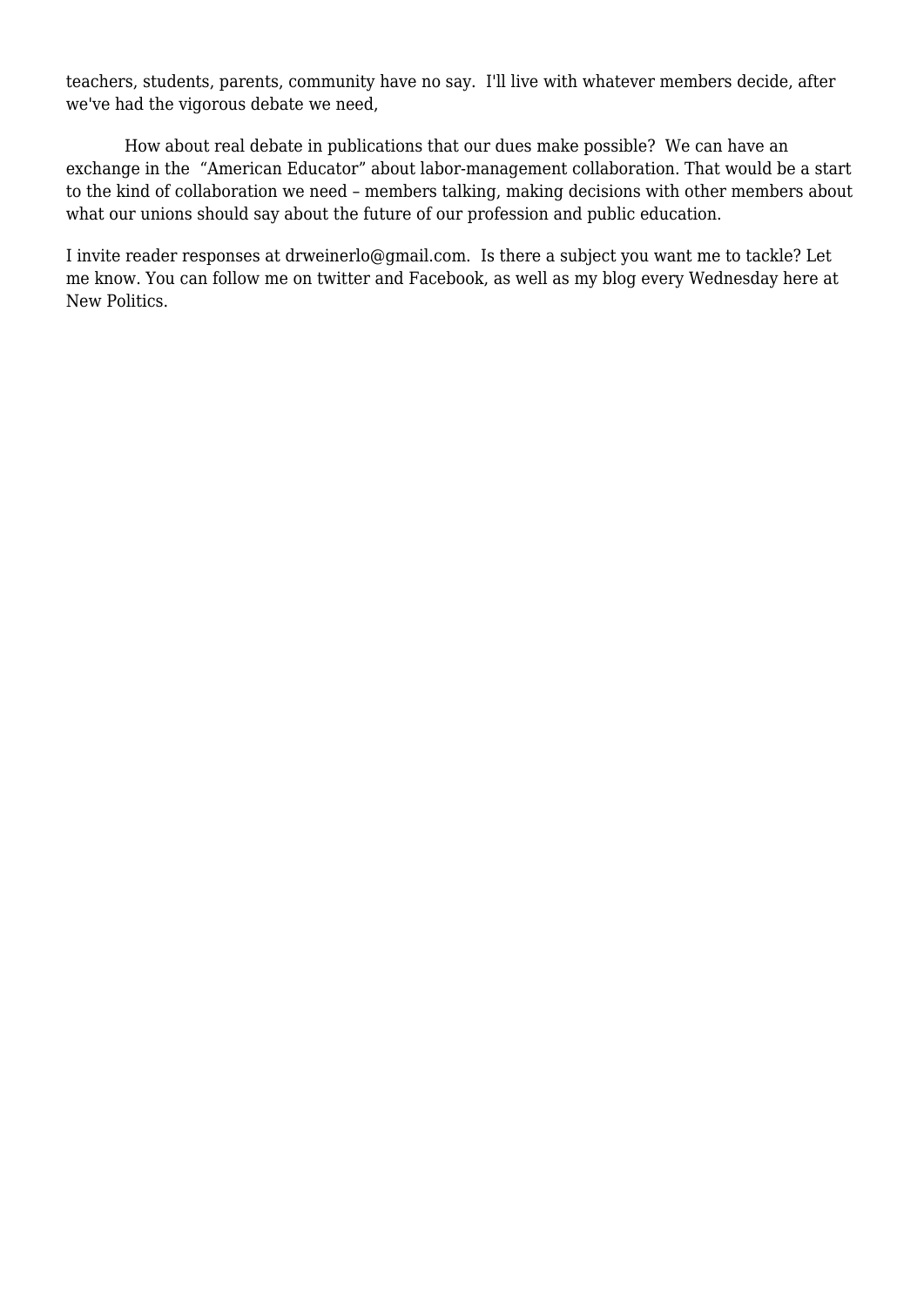teachers, students, parents, community have no say. I'll live with whatever members decide, after we've had the vigorous debate we need,

How about real debate in publications that our dues make possible? We can have an exchange in the "American Educator" about labor-management collaboration. That would be a start to the kind of collaboration we need – members talking, making decisions with other members about what our unions should say about the future of our profession and public education.

I invite reader responses at drweinerlo@gmail.com. Is there a subject you want me to tackle? Let me know. You can follow me on twitter and Facebook, as well as my blog every Wednesday here at New Politics.